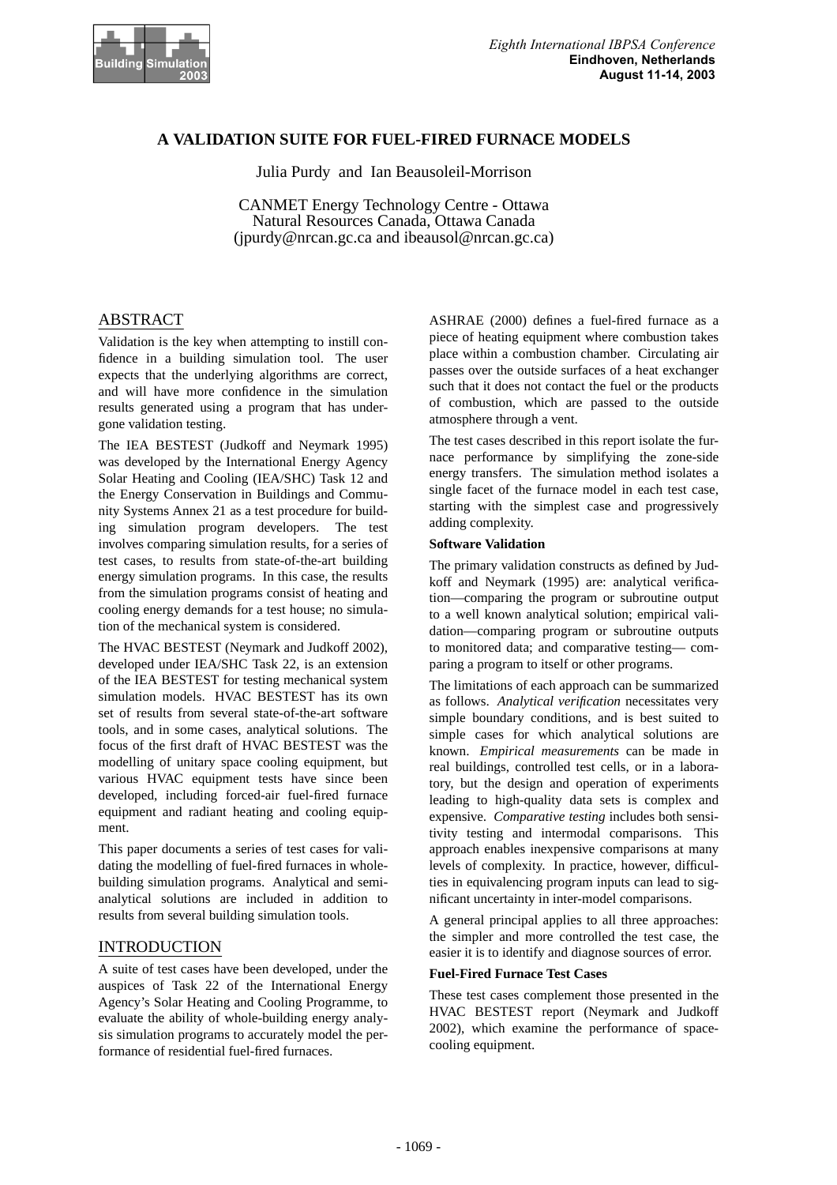# A VALIDATION SUITE FOR FUEL-FIRED FURNACE MODELS

Julia Purdy and Ian Beausoleil-Morrison

CANMET Energy Technology Centre - Ottawa
Natural Resources Canada, Ottawa Canada
(jpurdy@nrcan.gc.ca and ibeausol@nrcan.gc.ca)

## ABSTRACT

Validation is the key when attempting to instill confidence in a building simulation tool. The user expects that the underlying algorithms are correct, and will have more confidence in the simulation results generated using a program that has undergone validation testing.

The IEA BESTEST (Judkoff and Neymark 1995) was developed by the International Energy Agency Solar Heating and Cooling (IEA/SHC) Task 12 and the Energy Conservation in Buildings and Community Systems Annex 21 as a test procedure for building simulation program developers. The test involves comparing simulation results, for a series of test cases, to results from state-of-the-art building energy simulation programs. In this case, the results from the simulation programs consist of heating and cooling energy demands for a test house; no simulation of the mechanical system is considered.

The HVAC BESTEST (Neymark and Judkoff 2002), developed under IEA/SHC Task 22, is an extension of the IEA BESTEST for testing mechanical system simulation models. HVAC BESTEST has its own set of results from several state-of-the-art software tools, and in some cases, analytical solutions. The focus of the first draft of HVAC BESTEST was the modelling of unitary space cooling equipment, but various HVAC equipment tests have since been developed, including forced-air fuel-fired furnace equipment and radiant heating and cooling equipment.

This paper documents a series of test cases for validating the modelling of fuel-fired furnaces in whole-building simulation programs. Analytical and semi-analytical solutions are included in addition to results from several building simulation tools.

## INTRODUCTION

A suite of test cases have been developed, under the auspices of Task 22 of the International Energy Agency's Solar Heating and Cooling Programme, to evaluate the ability of whole-building energy analysis simulation programs to accurately model the performance of residential fuel-fired furnaces.

ASHRAE (2000) defines a fuel-fired furnace as a piece of heating equipment where combustion takes place within a combustion chamber. Circulating air passes over the outside surfaces of a heat exchanger such that it does not contact the fuel or the products of combustion, which are passed to the outside atmosphere through a vent.

The test cases described in this report isolate the furnace performance by simplifying the zone-side energy transfers. The simulation method isolates a single facet of the furnace model in each test case, starting with the simplest case and progressively adding complexity.

**Software Validation**

The primary validation constructs as defined by Judkoff and Neymark (1995) are: analytical verification—comparing the program or subroutine output to a well known analytical solution; empirical validation—comparing program or subroutine outputs to monitored data; and comparative testing— comparing a program to itself or other programs.

The limitations of each approach can be summarized as follows. *Analytical verification* necessitates very simple boundary conditions, and is best suited to simple cases for which analytical solutions are known. *Empirical measurements* can be made in real buildings, controlled test cells, or in a laboratory, but the design and operation of experiments leading to high-quality data sets is complex and expensive. *Comparative testing* includes both sensitivity testing and intermodal comparisons. This approach enables inexpensive comparisons at many levels of complexity. In practice, however, difficulties in equivalencing program inputs can lead to significant uncertainty in inter-model comparisons.

A general principal applies to all three approaches: the simpler and more controlled the test case, the easier it is to identify and diagnose sources of error.

**Fuel-Fired Furnace Test Cases**

These test cases complement those presented in the HVAC BESTEST report (Neymark and Judkoff 2002), which examine the performance of space-cooling equipment.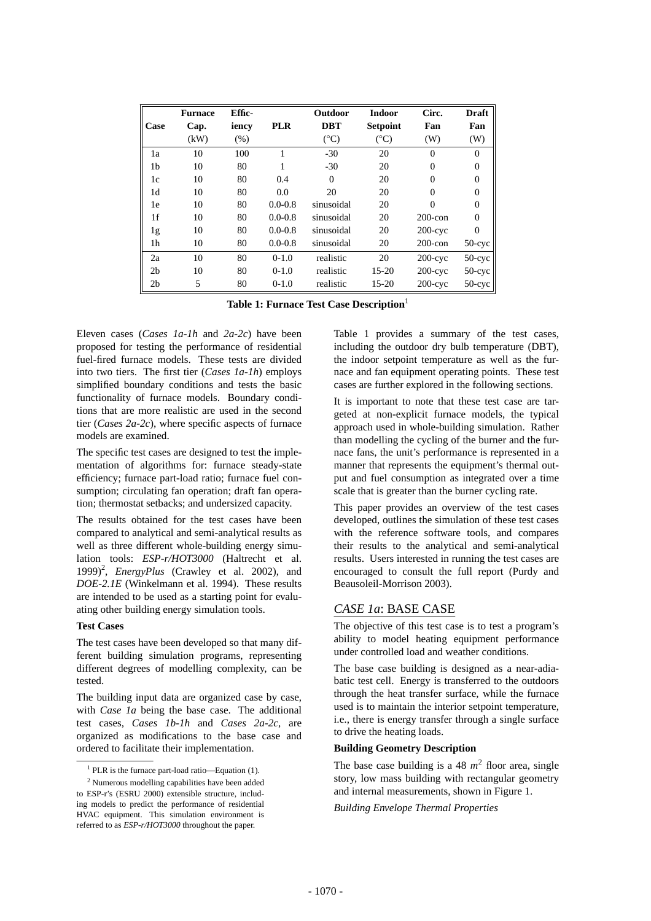| Case | Furnace Cap. (kW) | Efficiency (%) | PLR | Outdoor DBT (°C) | Indoor Setpoint (°C) | Circ. Fan (W) | Draft Fan (W) |
|---|---|---|---|---|---|---|---|
| 1a | 10 | 100 | 1 | -30 | 20 | 0 | 0 |
| 1b | 10 | 80 | 1 | -30 | 20 | 0 | 0 |
| 1c | 10 | 80 | 0.4 | 0 | 20 | 0 | 0 |
| 1d | 10 | 80 | 0.0 | 20 | 20 | 0 | 0 |
| 1e | 10 | 80 | 0.0-0.8 | sinusoidal | 20 | 0 | 0 |
| 1f | 10 | 80 | 0.0-0.8 | sinusoidal | 20 | 200-con | 0 |
| 1g | 10 | 80 | 0.0-0.8 | sinusoidal | 20 | 200-cyc | 0 |
| 1h | 10 | 80 | 0.0-0.8 | sinusoidal | 20 | 200-con | 50-cyc |
| 2a | 10 | 80 | 0-1.0 | realistic | 20 | 200-cyc | 50-cyc |
| 2b | 10 | 80 | 0-1.0 | realistic | 15-20 | 200-cyc | 50-cyc |
| 2b | 5 | 80 | 0-1.0 | realistic | 15-20 | 200-cyc | 50-cyc |

**Table 1: Furnace Test Case Description**[1]

Eleven cases (*Cases 1a-1h* and *2a-2c*) have been proposed for testing the performance of residential fuel-fired furnace models. These tests are divided into two tiers. The first tier (*Cases 1a-1h*) employs simplified boundary conditions and tests the basic functionality of furnace models. Boundary conditions that are more realistic are used in the second tier (*Cases 2a-2c*), where specific aspects of furnace models are examined.

The specific test cases are designed to test the implementation of algorithms for: furnace steady-state efficiency; furnace part-load ratio; furnace fuel consumption; circulating fan operation; draft fan operation; thermostat setbacks; and undersized capacity.

The results obtained for the test cases have been compared to analytical and semi-analytical results as well as three different whole-building energy simulation tools: *ESP-r/HOT3000* (Haltrecht et al. 1999)[2], *EnergyPlus* (Crawley et al. 2002), and *DOE-2.1E* (Winkelmann et al. 1994). These results are intended to be used as a starting point for evaluating other building energy simulation tools.

**Test Cases**

The test cases have been developed so that many different building simulation programs, representing different degrees of modelling complexity, can be tested.

The building input data are organized case by case, with *Case 1a* being the base case. The additional test cases, *Cases 1b-1h* and *Cases 2a-2c*, are organized as modifications to the base case and ordered to facilitate their implementation.

[1] PLR is the furnace part-load ratio—Equation (1).

[2] Numerous modelling capabilities have been added to ESP-r's (ESRU 2000) extensible structure, including models to predict the performance of residential HVAC equipment. This simulation environment is referred to as *ESP-r/HOT3000* throughout the paper.

Table 1 provides a summary of the test cases, including the outdoor dry bulb temperature (DBT), the indoor setpoint temperature as well as the furnace and fan equipment operating points. These test cases are further explored in the following sections.

It is important to note that these test case are targeted at non-explicit furnace models, the typical approach used in whole-building simulation. Rather than modelling the cycling of the burner and the furnace fans, the unit's performance is represented in a manner that represents the equipment's thermal output and fuel consumption as integrated over a time scale that is greater than the burner cycling rate.

This paper provides an overview of the test cases developed, outlines the simulation of these test cases with the reference software tools, and compares their results to the analytical and semi-analytical results. Users interested in running the test cases are encouraged to consult the full report (Purdy and Beausoleil-Morrison 2003).

## *CASE 1a*: BASE CASE

The objective of this test case is to test a program's ability to model heating equipment performance under controlled load and weather conditions.

The base case building is designed as a near-adiabatic test cell. Energy is transferred to the outdoors through the heat transfer surface, while the furnace used is to maintain the interior setpoint temperature, i.e., there is energy transfer through a single surface to drive the heating loads.

**Building Geometry Description**

The base case building is a 48 $m^2$ floor area, single story, low mass building with rectangular geometry and internal measurements, shown in Figure 1.

*Building Envelope Thermal Properties*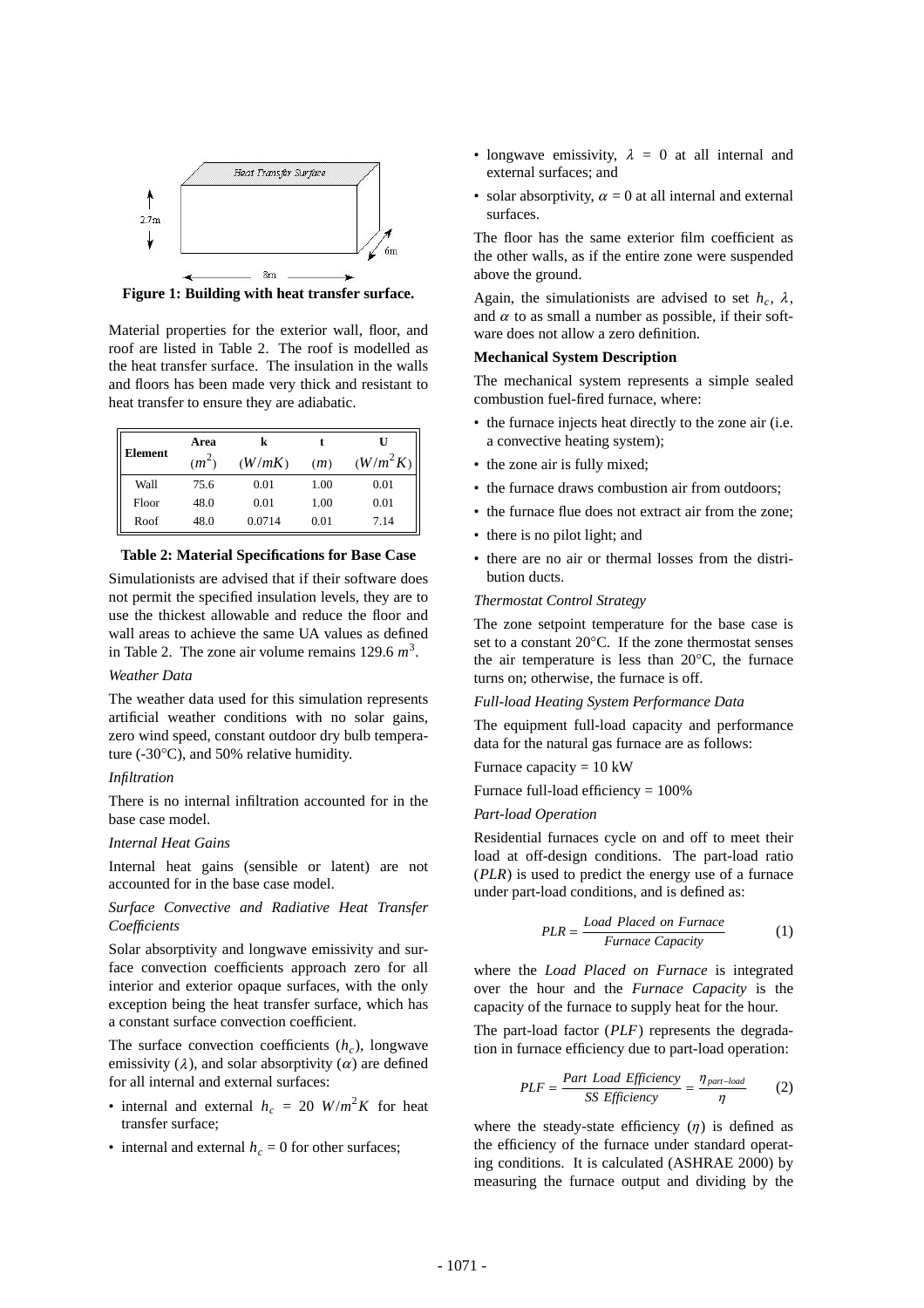Heat Transfer Surface

2.7m

6m

8m

**Figure 1: Building with heat transfer surface.**

Material properties for the exterior wall, floor, and roof are listed in Table 2. The roof is modelled as the heat transfer surface. The insulation in the walls and floors has been made very thick and resistant to heat transfer to ensure they are adiabatic.

| Element | Area $(m^2)$ | k $(W/mK)$ | t $(m)$ | U $(W/m^2K)$ |
|---|---|---|---|---|
| Wall | 75.6 | 0.01 | 1.00 | 0.01 |
| Floor | 48.0 | 0.01 | 1.00 | 0.01 |
| Roof | 48.0 | 0.0714 | 0.01 | 7.14 |

**Table 2: Material Specifications for Base Case**

Simulationists are advised that if their software does not permit the specified insulation levels, they are to use the thickest allowable and reduce the floor and wall areas to achieve the same UA values as defined in Table 2. The zone air volume remains 129.6 $m^3$.

*Weather Data*

The weather data used for this simulation represents artificial weather conditions with no solar gains, zero wind speed, constant outdoor dry bulb temperature (-30°C), and 50% relative humidity.

*Infiltration*

There is no internal infiltration accounted for in the base case model.

*Internal Heat Gains*

Internal heat gains (sensible or latent) are not accounted for in the base case model.

*Surface Convective and Radiative Heat Transfer Coefficients*

Solar absorptivity and longwave emissivity and surface convection coefficients approach zero for all interior and exterior opaque surfaces, with the only exception being the heat transfer surface, which has a constant surface convection coefficient.

The surface convection coefficients ($h_c$), longwave emissivity ($\lambda$), and solar absorptivity ($\alpha$) are defined for all internal and external surfaces:

- internal and external $h_c$ = 20 $W/m^2K$ for heat transfer surface;
- internal and external $h_c$ = 0 for other surfaces;
- longwave emissivity, $\lambda$ = 0 at all internal and external surfaces; and
- solar absorptivity, $\alpha$ = 0 at all internal and external surfaces.

The floor has the same exterior film coefficient as the other walls, as if the entire zone were suspended above the ground.

Again, the simulationists are advised to set $h_c$, $\lambda$, and $\alpha$ to as small a number as possible, if their software does not allow a zero definition.

**Mechanical System Description**

The mechanical system represents a simple sealed combustion fuel-fired furnace, where:

- the furnace injects heat directly to the zone air (i.e. a convective heating system);
- the zone air is fully mixed;
- the furnace draws combustion air from outdoors;
- the furnace flue does not extract air from the zone;
- there is no pilot light; and
- there are no air or thermal losses from the distribution ducts.

*Thermostat Control Strategy*

The zone setpoint temperature for the base case is set to a constant 20°C. If the zone thermostat senses the air temperature is less than 20°C, the furnace turns on; otherwise, the furnace is off.

*Full-load Heating System Performance Data*

The equipment full-load capacity and performance data for the natural gas furnace are as follows:

Furnace capacity = 10 kW

Furnace full-load efficiency = 100%

*Part-load Operation*

Residential furnaces cycle on and off to meet their load at off-design conditions. The part-load ratio (*PLR*) is used to predict the energy use of a furnace under part-load conditions, and is defined as:

$$PLR = \frac{Load\ Placed\ on\ Furnace}{Furnace\ Capacity} \quad (1)$$

where the *Load Placed on Furnace* is integrated over the hour and the *Furnace Capacity* is the capacity of the furnace to supply heat for the hour.

The part-load factor (*PLF*) represents the degradation in furnace efficiency due to part-load operation:

$$PLF = \frac{Part\ Load\ Efficiency}{SS\ Efficiency} = \frac{\eta_{part-load}}{\eta} \quad (2)$$

where the steady-state efficiency ($\eta$) is defined as the efficiency of the furnace under standard operating conditions. It is calculated (ASHRAE 2000) by measuring the furnace output and dividing by the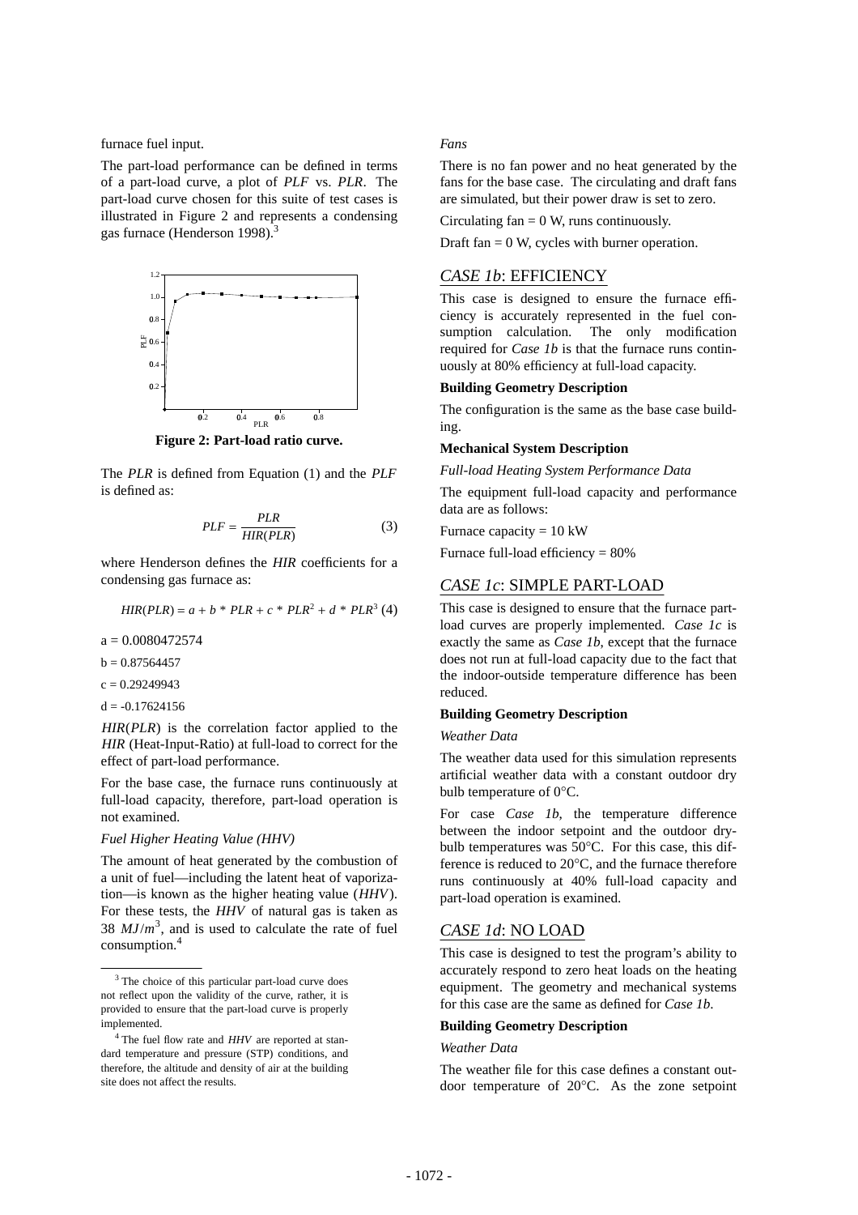furnace fuel input.

The part-load performance can be defined in terms of a part-load curve, a plot of *PLF* vs. *PLR*. The part-load curve chosen for this suite of test cases is illustrated in Figure 2 and represents a condensing gas furnace (Henderson 1998).[3]

1.2
1.0
0.8
0.6
0.4
0.2
PLF
0.2
0.4
0.6
0.8
PLR

**Figure 2: Part-load ratio curve.**

The *PLR* is defined from Equation (1) and the *PLF* is defined as:

$$PLF = \frac{PLR}{HIR(PLR)} \tag{3}$$

where Henderson defines the *HIR* coefficients for a condensing gas furnace as:

$$HIR(PLR) = a + b * PLR + c * PLR^2 + d * PLR^3 \tag{4}$$

a = 0.0080472574

b = 0.87564457

c = 0.29249943

d = -0.17624156

$HIR(PLR)$ is the correlation factor applied to the *HIR* (Heat-Input-Ratio) at full-load to correct for the effect of part-load performance.

For the base case, the furnace runs continuously at full-load capacity, therefore, part-load operation is not examined.

*Fuel Higher Heating Value (HHV)*

The amount of heat generated by the combustion of a unit of fuel—including the latent heat of vaporization—is known as the higher heating value (*HHV*). For these tests, the *HHV* of natural gas is taken as 38 $MJ/m^3$, and is used to calculate the rate of fuel consumption.[4]

[3] The choice of this particular part-load curve does not reflect upon the validity of the curve, rather, it is provided to ensure that the part-load curve is properly implemented.

[4] The fuel flow rate and *HHV* are reported at standard temperature and pressure (STP) conditions, and therefore, the altitude and density of air at the building site does not affect the results.

*Fans*

There is no fan power and no heat generated by the fans for the base case. The circulating and draft fans are simulated, but their power draw is set to zero.

Circulating fan = 0 W, runs continuously.

Draft fan = 0 W, cycles with burner operation.

## *CASE 1b*: EFFICIENCY

This case is designed to ensure the furnace efficiency is accurately represented in the fuel consumption calculation. The only modification required for *Case 1b* is that the furnace runs continuously at 80% efficiency at full-load capacity.

**Building Geometry Description**

The configuration is the same as the base case building.

**Mechanical System Description**

*Full-load Heating System Performance Data*

The equipment full-load capacity and performance data are as follows:

Furnace capacity = 10 kW

Furnace full-load efficiency = 80%

## *CASE 1c*: SIMPLE PART-LOAD

This case is designed to ensure that the furnace part-load curves are properly implemented. *Case 1c* is exactly the same as *Case 1b*, except that the furnace does not run at full-load capacity due to the fact that the indoor-outside temperature difference has been reduced.

**Building Geometry Description**

*Weather Data*

The weather data used for this simulation represents artificial weather data with a constant outdoor dry bulb temperature of 0°C.

For case *Case 1b*, the temperature difference between the indoor setpoint and the outdoor dry-bulb temperatures was 50°C. For this case, this difference is reduced to 20°C, and the furnace therefore runs continuously at 40% full-load capacity and part-load operation is examined.

## *CASE 1d*: NO LOAD

This case is designed to test the program's ability to accurately respond to zero heat loads on the heating equipment. The geometry and mechanical systems for this case are the same as defined for *Case 1b*.

**Building Geometry Description**

*Weather Data*

The weather file for this case defines a constant outdoor temperature of 20°C. As the zone setpoint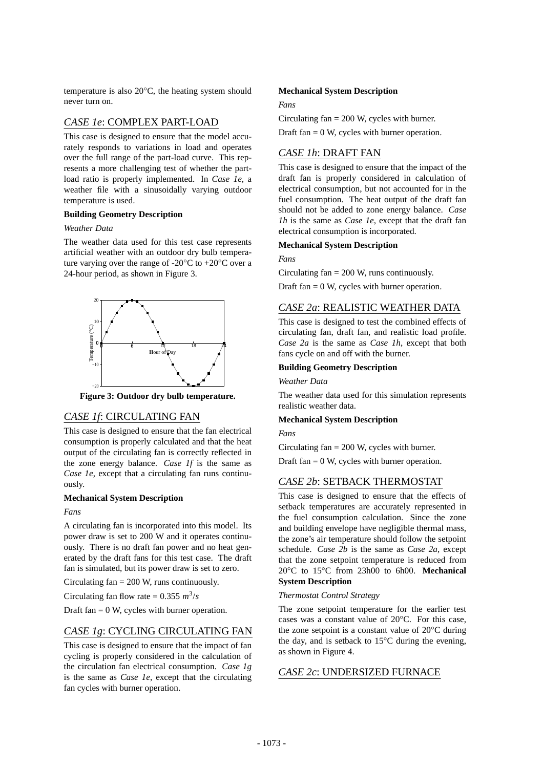temperature is also 20°C, the heating system should never turn on.

## *CASE 1e*: COMPLEX PART-LOAD

This case is designed to ensure that the model accurately responds to variations in load and operates over the full range of the part-load curve. This represents a more challenging test of whether the part-load ratio is properly implemented. In *Case 1e*, a weather file with a sinusoidally varying outdoor temperature is used.

**Building Geometry Description**

*Weather Data*

The weather data used for this test case represents artificial weather with an outdoor dry bulb temperature varying over the range of -20°C to +20°C over a 24-hour period, as shown in Figure 3.

20
10
0
−10
−20
Temperature (°C)
0
6
12
18
24
Hour of Day

**Figure 3: Outdoor dry bulb temperature.**

## *CASE 1f*: CIRCULATING FAN

This case is designed to ensure that the fan electrical consumption is properly calculated and that the heat output of the circulating fan is correctly reflected in the zone energy balance. *Case 1f* is the same as *Case 1e*, except that a circulating fan runs continuously.

**Mechanical System Description**

*Fans*

A circulating fan is incorporated into this model. Its power draw is set to 200 W and it operates continuously. There is no draft fan power and no heat generated by the draft fans for this test case. The draft fan is simulated, but its power draw is set to zero.

Circulating fan = 200 W, runs continuously.

Circulating fan flow rate = 0.355 $m^3/s$

Draft fan = 0 W, cycles with burner operation.

## *CASE 1g*: CYCLING CIRCULATING FAN

This case is designed to ensure that the impact of fan cycling is properly considered in the calculation of the circulation fan electrical consumption. *Case 1g* is the same as *Case 1e*, except that the circulating fan cycles with burner operation.

**Mechanical System Description**

*Fans*

Circulating fan = 200 W, cycles with burner.

Draft fan = 0 W, cycles with burner operation.

## *CASE 1h*: DRAFT FAN

This case is designed to ensure that the impact of the draft fan is properly considered in calculation of electrical consumption, but not accounted for in the fuel consumption. The heat output of the draft fan should not be added to zone energy balance. *Case 1h* is the same as *Case 1e*, except that the draft fan electrical consumption is incorporated.

**Mechanical System Description**

*Fans*

Circulating fan = 200 W, runs continuously.

Draft fan = 0 W, cycles with burner operation.

## *CASE 2a*: REALISTIC WEATHER DATA

This case is designed to test the combined effects of circulating fan, draft fan, and realistic load profile. *Case 2a* is the same as *Case 1h*, except that both fans cycle on and off with the burner.

**Building Geometry Description**

*Weather Data*

The weather data used for this simulation represents realistic weather data.

**Mechanical System Description**

*Fans*

Circulating fan = 200 W, cycles with burner.

Draft fan = 0 W, cycles with burner operation.

## *CASE 2b*: SETBACK THERMOSTAT

This case is designed to ensure that the effects of setback temperatures are accurately represented in the fuel consumption calculation. Since the zone and building envelope have negligible thermal mass, the zone's air temperature should follow the setpoint schedule. *Case 2b* is the same as *Case 2a*, except that the zone setpoint temperature is reduced from 20°C to 15°C from 23h00 to 6h00. **Mechanical System Description**

*Thermostat Control Strategy*

The zone setpoint temperature for the earlier test cases was a constant value of 20°C. For this case, the zone setpoint is a constant value of 20°C during the day, and is setback to 15°C during the evening, as shown in Figure 4.

## *CASE 2c*: UNDERSIZED FURNACE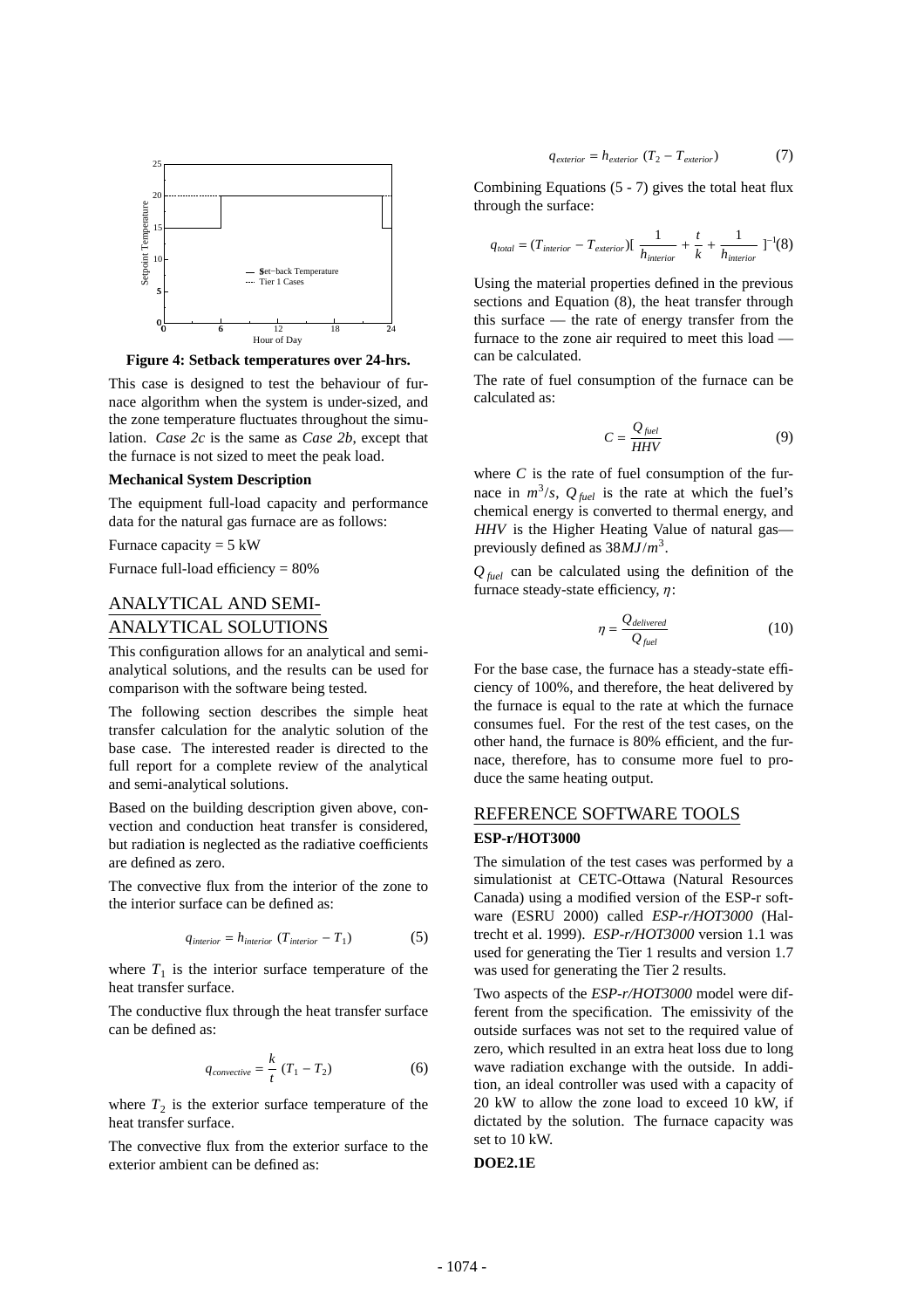25
20
15
10
5
0
Setpoint Temperature
0 6 12 18 24
Hour of Day
Set−back Temperature
Tier 1 Cases

**Figure 4: Setback temperatures over 24-hrs.**

This case is designed to test the behaviour of furnace algorithm when the system is under-sized, and the zone temperature fluctuates throughout the simulation. *Case 2c* is the same as *Case 2b*, except that the furnace is not sized to meet the peak load.

**Mechanical System Description**

The equipment full-load capacity and performance data for the natural gas furnace are as follows:

Furnace capacity = 5 kW

Furnace full-load efficiency = 80%

## ANALYTICAL AND SEMI-ANALYTICAL SOLUTIONS

This configuration allows for an analytical and semi-analytical solutions, and the results can be used for comparison with the software being tested.

The following section describes the simple heat transfer calculation for the analytic solution of the base case. The interested reader is directed to the full report for a complete review of the analytical and semi-analytical solutions.

Based on the building description given above, convection and conduction heat transfer is considered, but radiation is neglected as the radiative coefficients are defined as zero.

The convective flux from the interior of the zone to the interior surface can be defined as:

$$q_{interior} = h_{interior}\ (T_{interior} - T_1) \tag{5}$$

where $T_1$ is the interior surface temperature of the heat transfer surface.

The conductive flux through the heat transfer surface can be defined as:

$$q_{convective} = \frac{k}{t}\ (T_1 - T_2) \tag{6}$$

where $T_2$ is the exterior surface temperature of the heat transfer surface.

The convective flux from the exterior surface to the exterior ambient can be defined as:

$$q_{exterior} = h_{exterior}\ (T_2 - T_{exterior}) \tag{7}$$

Combining Equations (5 - 7) gives the total heat flux through the surface:

$$q_{total} = (T_{interior} - T_{exterior})[\ \frac{1}{h_{interior}} + \frac{t}{k} + \frac{1}{h_{interior}}\ ]^{-1} \tag{8}$$

Using the material properties defined in the previous sections and Equation (8), the heat transfer through this surface — the rate of energy transfer from the furnace to the zone air required to meet this load — can be calculated.

The rate of fuel consumption of the furnace can be calculated as:

$$C = \frac{Q_{fuel}}{HHV} \tag{9}$$

where $C$ is the rate of fuel consumption of the furnace in $m^3/s$, $Q_{fuel}$ is the rate at which the fuel's chemical energy is converted to thermal energy, and $HHV$ is the Higher Heating Value of natural gas—previously defined as $38MJ/m^3$.

$Q_{fuel}$ can be calculated using the definition of the furnace steady-state efficiency, $\eta$:

$$\eta = \frac{Q_{delivered}}{Q_{fuel}} \tag{10}$$

For the base case, the furnace has a steady-state efficiency of 100%, and therefore, the heat delivered by the furnace is equal to the rate at which the furnace consumes fuel. For the rest of the test cases, on the other hand, the furnace is 80% efficient, and the furnace, therefore, has to consume more fuel to produce the same heating output.

## REFERENCE SOFTWARE TOOLS

**ESP-r/HOT3000**

The simulation of the test cases was performed by a simulationist at CETC-Ottawa (Natural Resources Canada) using a modified version of the ESP-r software (ESRU 2000) called *ESP-r/HOT3000* (Haltrecht et al. 1999). *ESP-r/HOT3000* version 1.1 was used for generating the Tier 1 results and version 1.7 was used for generating the Tier 2 results.

Two aspects of the *ESP-r/HOT3000* model were different from the specification. The emissivity of the outside surfaces was not set to the required value of zero, which resulted in an extra heat loss due to long wave radiation exchange with the outside. In addition, an ideal controller was used with a capacity of 20 kW to allow the zone load to exceed 10 kW, if dictated by the solution. The furnace capacity was set to 10 kW.

**DOE2.1E**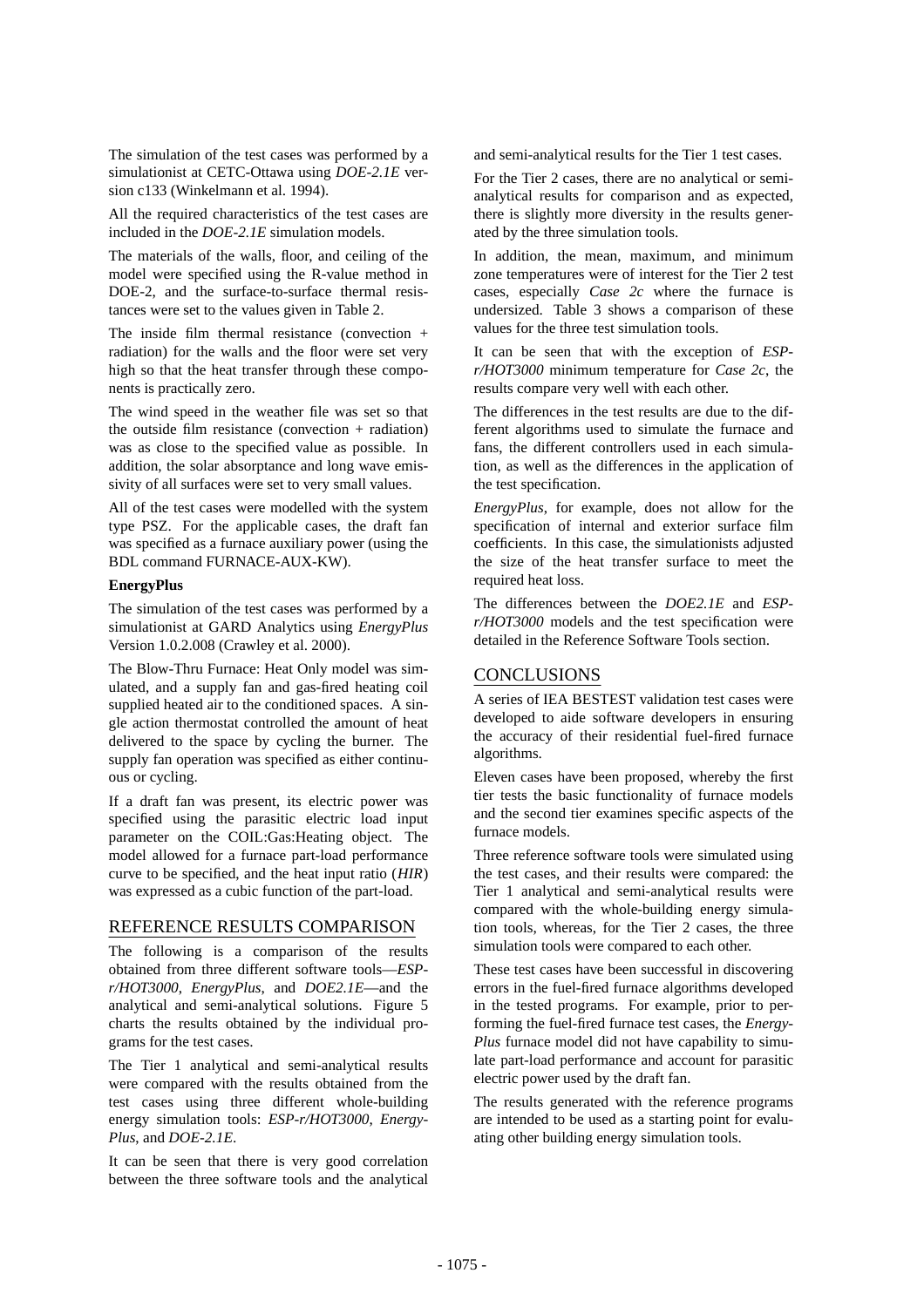The simulation of the test cases was performed by a simulationist at CETC-Ottawa using *DOE-2.1E* version c133 (Winkelmann et al. 1994).

All the required characteristics of the test cases are included in the *DOE-2.1E* simulation models.

The materials of the walls, floor, and ceiling of the model were specified using the R-value method in DOE-2, and the surface-to-surface thermal resistances were set to the values given in Table 2.

The inside film thermal resistance (convection + radiation) for the walls and the floor were set very high so that the heat transfer through these components is practically zero.

The wind speed in the weather file was set so that the outside film resistance (convection + radiation) was as close to the specified value as possible. In addition, the solar absorptance and long wave emissivity of all surfaces were set to very small values.

All of the test cases were modelled with the system type PSZ. For the applicable cases, the draft fan was specified as a furnace auxiliary power (using the BDL command FURNACE-AUX-KW).

**EnergyPlus**

The simulation of the test cases was performed by a simulationist at GARD Analytics using *EnergyPlus* Version 1.0.2.008 (Crawley et al. 2000).

The Blow-Thru Furnace: Heat Only model was simulated, and a supply fan and gas-fired heating coil supplied heated air to the conditioned spaces. A single action thermostat controlled the amount of heat delivered to the space by cycling the burner. The supply fan operation was specified as either continuous or cycling.

If a draft fan was present, its electric power was specified using the parasitic electric load input parameter on the COIL:Gas:Heating object. The model allowed for a furnace part-load performance curve to be specified, and the heat input ratio (*HIR*) was expressed as a cubic function of the part-load.

## REFERENCE RESULTS COMPARISON

The following is a comparison of the results obtained from three different software tools—*ESP-r/HOT3000*, *EnergyPlus*, and *DOE2.1E*—and the analytical and semi-analytical solutions. Figure 5 charts the results obtained by the individual programs for the test cases.

The Tier 1 analytical and semi-analytical results were compared with the results obtained from the test cases using three different whole-building energy simulation tools: *ESP-r/HOT3000*, *EnergyPlus*, and *DOE-2.1E*.

It can be seen that there is very good correlation between the three software tools and the analytical and semi-analytical results for the Tier 1 test cases.

For the Tier 2 cases, there are no analytical or semi-analytical results for comparison and as expected, there is slightly more diversity in the results generated by the three simulation tools.

In addition, the mean, maximum, and minimum zone temperatures were of interest for the Tier 2 test cases, especially *Case 2c* where the furnace is undersized. Table 3 shows a comparison of these values for the three test simulation tools.

It can be seen that with the exception of *ESP-r/HOT3000* minimum temperature for *Case 2c*, the results compare very well with each other.

The differences in the test results are due to the different algorithms used to simulate the furnace and fans, the different controllers used in each simulation, as well as the differences in the application of the test specification.

*EnergyPlus*, for example, does not allow for the specification of internal and exterior surface film coefficients. In this case, the simulationists adjusted the size of the heat transfer surface to meet the required heat loss.

The differences between the *DOE2.1E* and *ESP-r/HOT3000* models and the test specification were detailed in the Reference Software Tools section.

## CONCLUSIONS

A series of IEA BESTEST validation test cases were developed to aide software developers in ensuring the accuracy of their residential fuel-fired furnace algorithms.

Eleven cases have been proposed, whereby the first tier tests the basic functionality of furnace models and the second tier examines specific aspects of the furnace models.

Three reference software tools were simulated using the test cases, and their results were compared: the Tier 1 analytical and semi-analytical results were compared with the whole-building energy simulation tools, whereas, for the Tier 2 cases, the three simulation tools were compared to each other.

These test cases have been successful in discovering errors in the fuel-fired furnace algorithms developed in the tested programs. For example, prior to performing the fuel-fired furnace test cases, the *EnergyPlus* furnace model did not have capability to simulate part-load performance and account for parasitic electric power used by the draft fan.

The results generated with the reference programs are intended to be used as a starting point for evaluating other building energy simulation tools.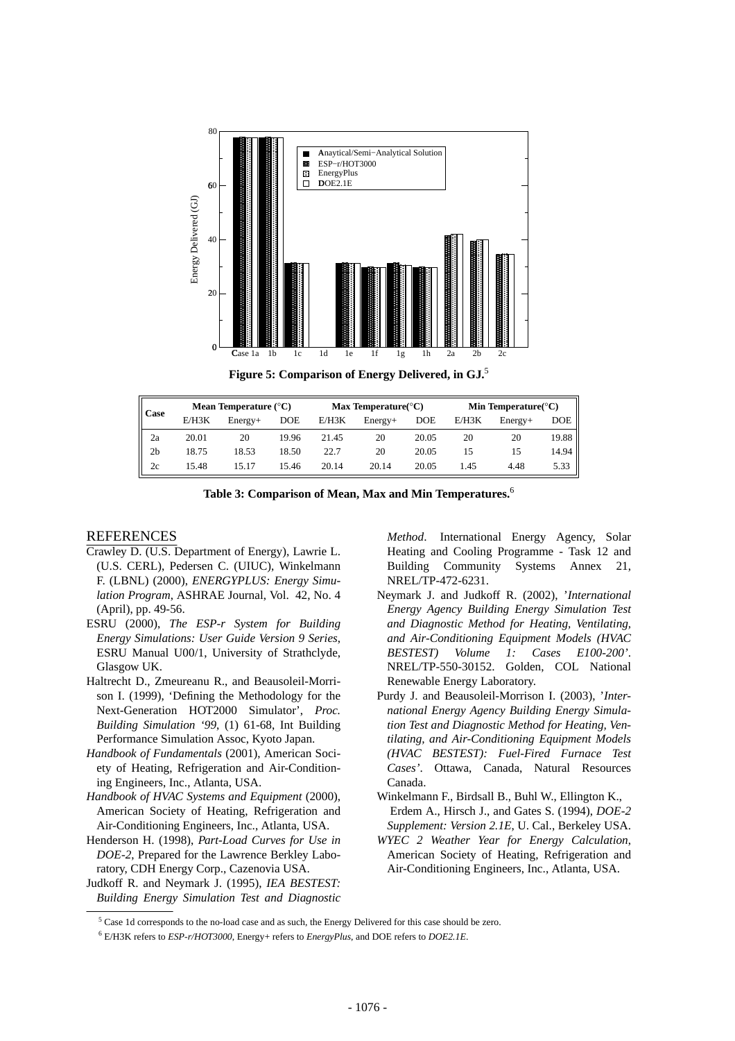80

60

40

20

0

Energy Delivered (GJ)

Case 1a 1b 1c 1d 1e 1f 1g 1h 2a 2b 2c

Anaytical/Semi−Analytical Solution
ESP−r/HOT3000
EnergyPlus
DOE2.1E

**Figure 5: Comparison of Energy Delivered, in GJ.**[5]

| Case | Mean Temperature (°C) | | | Max Temperature(°C) | | | Min Temperature(°C) | | |
|---|---|---|---|---|---|---|---|---|---|
| | E/H3K | Energy+ | DOE | E/H3K | Energy+ | DOE | E/H3K | Energy+ | DOE |
| 2a | 20.01 | 20 | 19.96 | 21.45 | 20 | 20.05 | 20 | 20 | 19.88 |
| 2b | 18.75 | 18.53 | 18.50 | 22.7 | 20 | 20.05 | 15 | 15 | 14.94 |
| 2c | 15.48 | 15.17 | 15.46 | 20.14 | 20.14 | 20.05 | 1.45 | 4.48 | 5.33 |

**Table 3: Comparison of Mean, Max and Min Temperatures.**[6]

## REFERENCES

Crawley D. (U.S. Department of Energy), Lawrie L. (U.S. CERL), Pedersen C. (UIUC), Winkelmann F. (LBNL) (2000), *ENERGYPLUS: Energy Simulation Program*, ASHRAE Journal, Vol. 42, No. 4 (April), pp. 49-56.

ESRU (2000), *The ESP-r System for Building Energy Simulations: User Guide Version 9 Series*, ESRU Manual U00/1, University of Strathclyde, Glasgow UK.

Haltrecht D., Zmeureanu R., and Beausoleil-Morrison I. (1999), 'Defining the Methodology for the Next-Generation HOT2000 Simulator', *Proc. Building Simulation '99*, (1) 61-68, Int Building Performance Simulation Assoc, Kyoto Japan.

*Handbook of Fundamentals* (2001), American Society of Heating, Refrigeration and Air-Conditioning Engineers, Inc., Atlanta, USA.

*Handbook of HVAC Systems and Equipment* (2000), American Society of Heating, Refrigeration and Air-Conditioning Engineers, Inc., Atlanta, USA.

Henderson H. (1998), *Part-Load Curves for Use in DOE-2*, Prepared for the Lawrence Berkley Laboratory, CDH Energy Corp., Cazenovia USA.

Judkoff R. and Neymark J. (1995), *IEA BESTEST: Building Energy Simulation Test and Diagnostic Method*. International Energy Agency, Solar Heating and Cooling Programme - Task 12 and Building Community Systems Annex 21, NREL/TP-472-6231.

Neymark J. and Judkoff R. (2002), '*International Energy Agency Building Energy Simulation Test and Diagnostic Method for Heating, Ventilating, and Air-Conditioning Equipment Models (HVAC BESTEST) Volume 1: Cases E100-200*'. NREL/TP-550-30152. Golden, COL National Renewable Energy Laboratory.

Purdy J. and Beausoleil-Morrison I. (2003), '*International Energy Agency Building Energy Simulation Test and Diagnostic Method for Heating, Ventilating, and Air-Conditioning Equipment Models (HVAC BESTEST): Fuel-Fired Furnace Test Cases*'. Ottawa, Canada, Natural Resources Canada.

Winkelmann F., Birdsall B., Buhl W., Ellington K., Erdem A., Hirsch J., and Gates S. (1994), *DOE-2 Supplement: Version 2.1E*, U. Cal., Berkeley USA.

*WYEC 2 Weather Year for Energy Calculation*, American Society of Heating, Refrigeration and Air-Conditioning Engineers, Inc., Atlanta, USA.

---

[5] Case 1d corresponds to the no-load case and as such, the Energy Delivered for this case should be zero.

[6] E/H3K refers to *ESP-r/HOT3000*, Energy+ refers to *EnergyPlus*, and DOE refers to *DOE2.1E*.